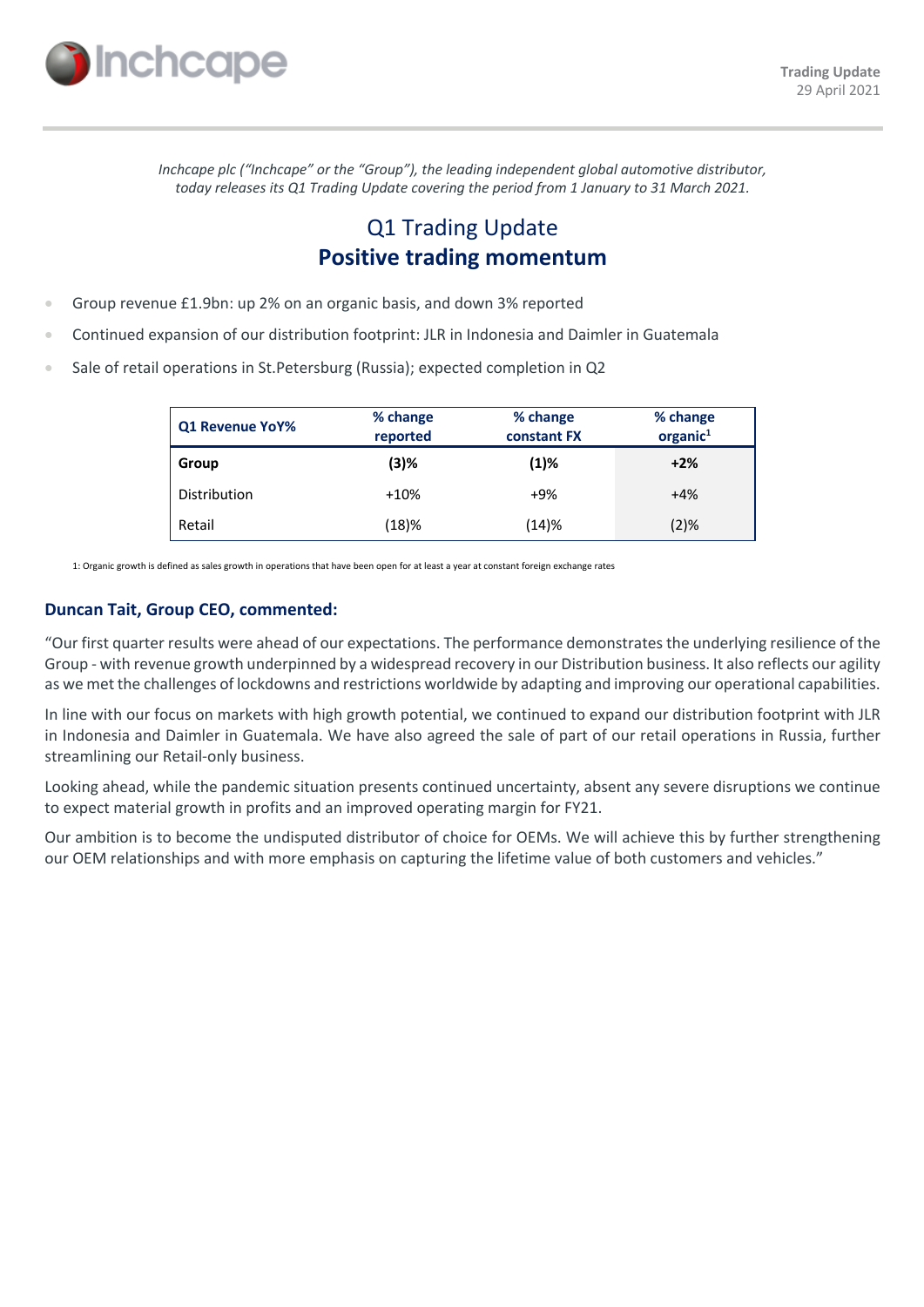Inchcape

**Trading Update**
29 April 2021

*Inchcape plc ("Inchcape" or the "Group"), the leading independent global automotive distributor, today releases its Q1 Trading Update covering the period from 1 January to 31 March 2021.*

# Q1 Trading Update
# **Positive trading momentum**

- Group revenue £1.9bn: up 2% on an organic basis, and down 3% reported
- Continued expansion of our distribution footprint: JLR in Indonesia and Daimler in Guatemala
- Sale of retail operations in St.Petersburg (Russia); expected completion in Q2

| Q1 Revenue YoY% | % change reported | % change constant FX | % change organic[1] |
|---|---|---|---|
| **Group** | **(3)%** | **(1)%** | **+2%** |
| Distribution | +10% | +9% | +4% |
| Retail | (18)% | (14)% | (2)% |

1: Organic growth is defined as sales growth in operations that have been open for at least a year at constant foreign exchange rates

## Duncan Tait, Group CEO, commented:

"Our first quarter results were ahead of our expectations. The performance demonstrates the underlying resilience of the Group - with revenue growth underpinned by a widespread recovery in our Distribution business. It also reflects our agility as we met the challenges of lockdowns and restrictions worldwide by adapting and improving our operational capabilities.

In line with our focus on markets with high growth potential, we continued to expand our distribution footprint with JLR in Indonesia and Daimler in Guatemala. We have also agreed the sale of part of our retail operations in Russia, further streamlining our Retail-only business.

Looking ahead, while the pandemic situation presents continued uncertainty, absent any severe disruptions we continue to expect material growth in profits and an improved operating margin for FY21.

Our ambition is to become the undisputed distributor of choice for OEMs. We will achieve this by further strengthening our OEM relationships and with more emphasis on capturing the lifetime value of both customers and vehicles."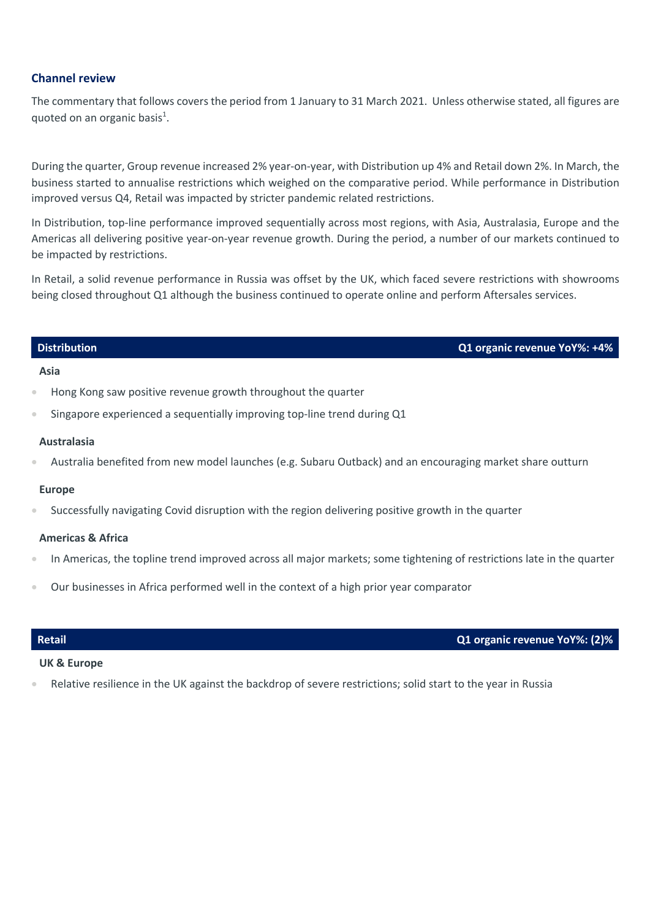## Channel review

The commentary that follows covers the period from 1 January to 31 March 2021. Unless otherwise stated, all figures are quoted on an organic basis[1].

During the quarter, Group revenue increased 2% year-on-year, with Distribution up 4% and Retail down 2%. In March, the business started to annualise restrictions which weighed on the comparative period. While performance in Distribution improved versus Q4, Retail was impacted by stricter pandemic related restrictions.

In Distribution, top-line performance improved sequentially across most regions, with Asia, Australasia, Europe and the Americas all delivering positive year-on-year revenue growth. During the period, a number of our markets continued to be impacted by restrictions.

In Retail, a solid revenue performance in Russia was offset by the UK, which faced severe restrictions with showrooms being closed throughout Q1 although the business continued to operate online and perform Aftersales services.

### Distribution — Q1 organic revenue YoY%: +4%

**Asia**

- Hong Kong saw positive revenue growth throughout the quarter
- Singapore experienced a sequentially improving top-line trend during Q1

**Australasia**

- Australia benefited from new model launches (e.g. Subaru Outback) and an encouraging market share outturn

**Europe**

- Successfully navigating Covid disruption with the region delivering positive growth in the quarter

**Americas & Africa**

- In Americas, the topline trend improved across all major markets; some tightening of restrictions late in the quarter
- Our businesses in Africa performed well in the context of a high prior year comparator

### Retail — Q1 organic revenue YoY%: (2)%

**UK & Europe**

- Relative resilience in the UK against the backdrop of severe restrictions; solid start to the year in Russia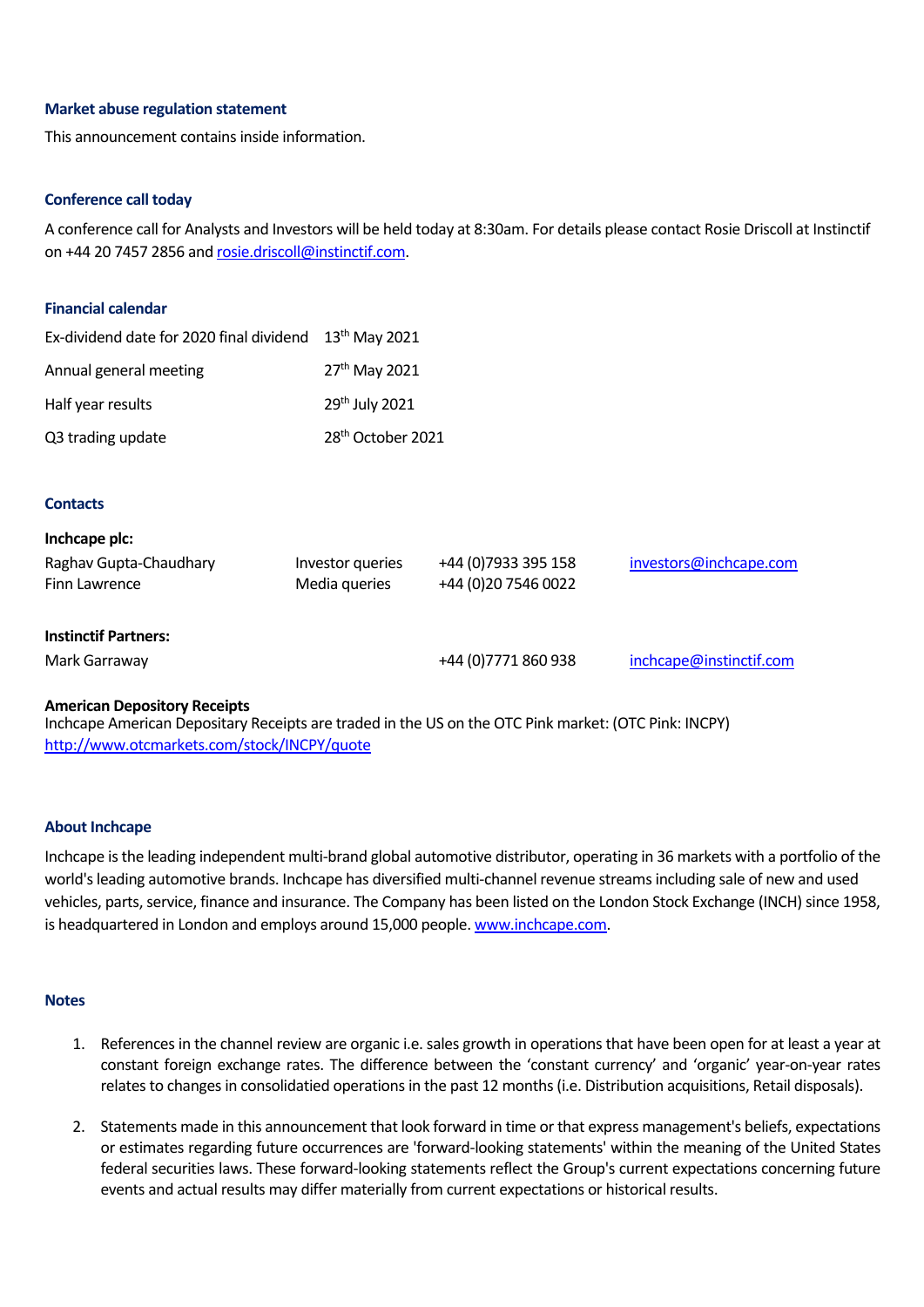### Market abuse regulation statement

This announcement contains inside information.

### Conference call today

A conference call for Analysts and Investors will be held today at 8:30am. For details please contact Rosie Driscoll at Instinctif on +44 20 7457 2856 and rosie.driscoll@instinctif.com.

### Financial calendar

| | |
|---|---|
| Ex-dividend date for 2020 final dividend | 13th May 2021 |
| Annual general meeting | 27th May 2021 |
| Half year results | 29th July 2021 |
| Q3 trading update | 28th October 2021 |

### Contacts

**Inchcape plc:**

| | | | |
|---|---|---|---|
| Raghav Gupta-Chaudhary | Investor queries | +44 (0)7933 395 158 | investors@inchcape.com |
| Finn Lawrence | Media queries | +44 (0)20 7546 0022 | |

**Instinctif Partners:**

| | | | |
|---|---|---|---|
| Mark Garraway | | +44 (0)7771 860 938 | inchcape@instinctif.com |

**American Depository Receipts**
Inchcape American Depositary Receipts are traded in the US on the OTC Pink market: (OTC Pink: INCPY)
http://www.otcmarkets.com/stock/INCPY/quote

### About Inchcape

Inchcape is the leading independent multi-brand global automotive distributor, operating in 36 markets with a portfolio of the world's leading automotive brands. Inchcape has diversified multi-channel revenue streams including sale of new and used vehicles, parts, service, finance and insurance. The Company has been listed on the London Stock Exchange (INCH) since 1958, is headquartered in London and employs around 15,000 people. www.inchcape.com.

### Notes

1. References in the channel review are organic i.e. sales growth in operations that have been open for at least a year at constant foreign exchange rates. The difference between the 'constant currency' and 'organic' year-on-year rates relates to changes in consolidatied operations in the past 12 months (i.e. Distribution acquisitions, Retail disposals).

2. Statements made in this announcement that look forward in time or that express management's beliefs, expectations or estimates regarding future occurrences are 'forward-looking statements' within the meaning of the United States federal securities laws. These forward-looking statements reflect the Group's current expectations concerning future events and actual results may differ materially from current expectations or historical results.